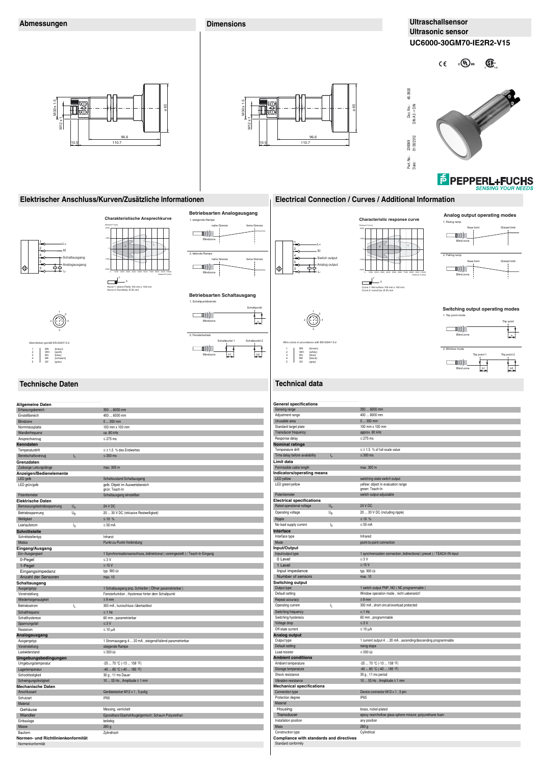# Ultraschallsensor
# Ultrasonic sensor
# UC6000-30GM70-IE2R2-V15

## Abmessungen / Dimensions

M30 x 1.5, M12 x 1, ø 65, 10.5, 96.6, 110.7

Doc. No.: 45-3920
DIN A3 -> DIN
Part. No.: 230089
Date: 01.30.2012

PEPPERL+FUCHS
SENSING YOUR NEEDS

## Elektrischer Anschluss/Kurven/Zusätzliche Informationen / Electrical Connection / Curves / Additional Information

1 L+
2 XI
4 Schaltausgang / Switch output
5 Analogausgang / Analog output
3 L-

### Charakteristische Ansprechkurve / Characteristic response curve

Kurve 1: ebene Platte 100 mm x 100 mm
Kurve 2: Rundstab, Ø 25 mm

Curve 1: flat surface 100 mm x 100 mm
Curve 2: round bar, Ø 25 mm

### Betriebsarten Analogausgang / Analog output operating modes

1. steigende Rampe / Rising ramp
2. fallende Rampe / Falling ramp

nahe Grenze / Near limit; ferne Grenze / Distant limit; Blindzone / Blind zone

### Betriebsarten Schaltausgang / Switching output operating modes

1. Schaltpunktbetrieb / Trip point mode
2. Fensterbetrieb / Window mode

Schaltpunkt / Trip point; Schaltpunkt 1 / Trip point 1; Schaltpunkt 2 / Trip point 2; Blindzone / Blind zone

Aderntarben gemäß EN 60947-5-2 / Wire colors in accordance with EN 60947-5-2

| Pin | Kürzel | Deutsch | English |
|---|---|---|---|
| 1 | BN | (braun) | (brown) |
| 2 | WH | (weiß) | (white) |
| 3 | BU | (blau) | (blue) |
| 4 | BK | (schwarz) | (black) |
| 5 | GY | (grau) | (gray) |

## Technische Daten / Technical data

| | | |
|---|---|---|
| **Allgemeine Daten / General specifications** | | |
| Erfassungsbereich / Sensing range | | 350 ... 6000 mm |
| Einstellbereich / Adjustment range | | 400 ... 6000 mm |
| Blindzone / Unusable area | | 0 ... 350 mm |
| Normmessplatte / Standard target plate | | 100 mm x 100 mm |
| Wandlerfrequenz / Transducer frequency | | ca. 80 kHz / approx. 80 kHz |
| Ansprechverzug / Response delay | | ≤ 275 ms |
| **Kenndaten / Nominal ratings** | | |
| Temperaturdrift / Temperature drift | | ≤ ± 1,5 % des Endwertes / ≤ ± 1.5 % of full-scale value |
| Bereitschaftsverzug / Time delay before availability | $t_v$ | ≤ 300 ms |
| **Grenzdaten / Limit data** | | |
| Zulässige Leitungslänge / Permissible cable length | | max. 300 m |
| **Anzeigen/Bedienelemente / Indicators/operating means** | | |
| LED gelb / LED yellow | | Schaltzustand Schaltausgang / switching state switch output |
| LED grün/gelb / LED green/yellow | | gelb: Objekt im Auswertebereich; grün: Teach-In / yellow: object in evaluation range; green: Teach-In |
| Potentiometer | | Schaltausgang einstellbar / switch output adjustable |
| **Elektrische Daten / Electrical specifications** | | |
| Bemessungsbetriebsspannung / Rated operational voltage | $U_e$ | 24 V DC |
| Betriebsspannung / Operating voltage | $U_B$ | 20 ... 30 V DC (inklusive Restwelligkeit) / (including ripple) |
| Welligkeit / Ripple | | ≤ 10 % |
| Leerlaufstrom / No-load supply current | $I_0$ | ≤ 50 mA |
| **Schnittstelle / Interface** | | |
| Schnittstellentyp / Interface type | | Infrarot / Infrared |
| Modus / Mode | | Punkt-zu-Punkt-Verbindung / point-to-point connection |
| **Eingang/Ausgang / Input/Output** | | |
| Ein-/Ausgangsart / Input/output type | | 1 Synchronisationsanschluss, bidirektional ( voreingestellt ) / Teach-In-Eingang / 1 synchronization connection, bidirectional ( preset ) / TEACH-IN input |
| 0-Pegel / 0 Level | | ≤ 3 V |
| 1-Pegel / 1 Level | | ≥ 15 V |
| Eingangsimpedanz / Input impedance | | typ. 900 Ω |
| Anzahl der Sensoren / Number of sensors | | max. 10 |
| **Schaltausgang / Switching output** | | |
| Ausgangstyp / Output type | | 1 Schaltausgang pnp, Schließer ( Öffner parametrierbar ) / 1 switch output PNP, NO ( NC programmable ) |
| Voreinstellung / Default setting | | Fensterfunktion , Hysterese hinter dem Schaltpunkt / Window operation mode , nicht uebersetzt! |
| Wiederholgenauigkeit / Repeat accuracy | | ± 9 mm |
| Betriebsstrom / Operating current | $I_L$ | 300 mA , kurzschluss-/überlastfest / short-circuit/overload protected |
| Schaltfrequenz / Switching frequency | | ≤ 1 Hz |
| Schalthysterese / Switching hysteresis | | 60 mm , parametrierbar / programmable |
| Spannungsfall / Voltage drop | | ≤ 3 V |
| Reststrom / Off-state current | | ≤ 10 µA |
| **Analogausgang / Analog output** | | |
| Ausgangstyp / Output type | | 1 Stromausgang 4 ... 20 mA , steigend/fallend parametrierbar / 1 current output 4 ... 20 mA , ascending/descending programmable |
| Voreinstellung / Default setting | | steigende Rampe / rising slope |
| Lastwiderstand / Load resistor | | ≤ 500 Ω |
| **Umgebungsbedingungen / Ambient conditions** | | |
| Umgebungstemperatur / Ambient temperature | | -25 ... 70 °C (-13 ... 158 °F) |
| Lagertemperatur / Storage temperature | | -40 ... 85 °C (-40 ... 185 °F) |
| Schockfestigkeit / Shock resistance | | 30 g , 11 ms Dauer / period |
| Schwingungsfestigkeit / Vibration resistance | | 10 ... 55 Hz , Amplitude ± 1 mm |
| **Mechanische Daten / Mechanical specifications** | | |
| Anschlussart / Connection type | | Gerätestecker M12 x 1 , 5-polig / Device connector M12 x 1 , 5-pin |
| Schutzart / Protection degree | | IP65 |
| Material | | |
| Gehäuse / Housing | | Messing, vernickelt / brass, nickel-plated |
| Wandler / Transducer | | Epoxidharz/Glashohlkugelgemisch; Schaum Polyurethan / epoxy resin/hollow glass sphere mixture; polyurethane foam |
| Einbaulage / Installation position | | beliebig / any position |
| Masse / Mass | | 280 g |
| Bauform / Construction type | | Zylindrisch / Cylindrical |
| **Normen- und Richtlinienkonformität / Compliance with standards and directives** | | |
| Normenkonformität / Standard conformity | | |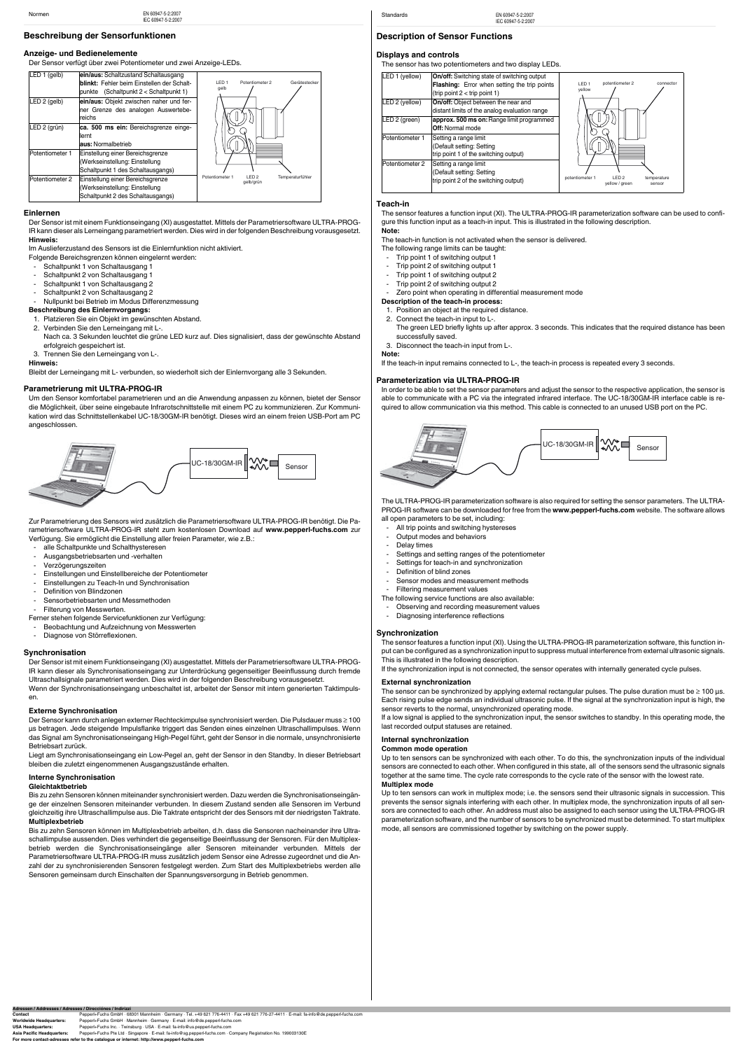# Beschreibung der Sensorfunktionen

## Anzeige- und Bedienelemente

Der Sensor verfügt über zwei Potentiometer und zwei Anzeige-LEDs.

| | |
|---|---|
| LED 1 (gelb) | **ein/aus:** Schaltzustand Schaltausgang **blinkt:** Fehler beim Einstellen der Schaltpunkte (Schaltpunkt 2 < Schaltpunkt 1) |
| LED 2 (gelb) | **ein/aus:** Objekt zwischen naher und ferner Grenze des analogen Auswertebereichs |
| LED 2 (grün) | **ca. 500 ms ein:** Bereichsgrenze eingelernt **aus:** Normalbetrieb |
| Potentiometer 1 | Einstellung einer Bereichsgrenze (Werkseinstellung: Einstellung Schaltpunkt 1 des Schaltausgangs) |
| Potentiometer 2 | Einstellung einer Bereichsgrenze (Werkseinstellung: Einstellung Schaltpunkt 2 des Schaltausgangs) |

LED 1 gelb
Potentiometer 2
Gerätestecker
Potentiometer 1
LED 2 gelb/grün
Temperaturfühler

## Einlernen

Der Sensor ist mit einem Funktionseingang (XI) ausgestattet. Mittels der Parametriersoftware ULTRA-PROG-IR kann dieser als Lerneingang parametriert werden. Dies wird in der folgenden Beschreibung vorausgesetzt.

**Hinweis:**

Im Auslieferzustand des Sensors ist die Einlernfunktion nicht aktiviert.

Folgende Bereichsgrenzen können eingelernt werden:

- Schaltpunkt 1 von Schaltausgang 1
- Schaltpunkt 2 von Schaltausgang 1
- Schaltpunkt 1 von Schaltausgang 2
- Schaltpunkt 2 von Schaltausgang 2
- Nullpunkt bei Betrieb im Modus Differenzmessung

**Beschreibung des Einlernvorgangs:**

1. Platzieren Sie ein Objekt im gewünschten Abstand.
2. Verbinden Sie den Lerneingang mit L-.
   Nach ca. 3 Sekunden leuchtet die grüne LED kurz auf. Dies signalisiert, dass der gewünschte Abstand erfolgreich gespeichert ist.
3. Trennen Sie den Lerneingang von L-.

**Hinweis:**

Bleibt der Lerneingang mit L- verbunden, so wiederholt sich der Einlernvorgang alle 3 Sekunden.

## Parametrierung mit ULTRA-PROG-IR

Um den Sensor komfortabel parametrieren und an die Anwendung anpassen zu können, bietet der Sensor die Möglichkeit, über seine eingebaute Infrarotschnittstelle mit einem PC zu kommunizieren. Zur Kommunikation wird das Schnittstellenkabel UC-18/30GM-IR benötigt. Dieses wird an einem freien USB-Port am PC angeschlossen.

UC-18/30GM-IR
Sensor

Zur Parametrierung des Sensors wird zusätzlich die Parametriersoftware ULTRA-PROG-IR benötigt. Die Parametriersoftware ULTRA-PROG-IR steht zum kostenlosen Download auf **www.pepperl-fuchs.com** zur Verfügung. Sie ermöglicht die Einstellung aller freien Parameter, wie z.B.:

- alle Schaltpunkte und Schalthysteresen
- Ausgangsbetriebsarten und -verhalten
- Verzögerungszeiten
- Einstellungen und Einstellbereiche der Potentiometer
- Einstellungen zu Teach-In und Synchronisation
- Definition von Blindzonen
- Sensorbetriebsarten und Messmethoden
- Filterung von Messwerten.

Ferner stehen folgende Servicefunktionen zur Verfügung:

- Beobachtung und Aufzeichnung von Messwerten
- Diagnose von Störreflexionen.

## Synchronisation

Der Sensor ist mit einem Funktionseingang (XI) ausgestattet. Mittels der Parametriersoftware ULTRA-PROG-IR kann dieser als Synchronisationseingang zur Unterdrückung gegenseitiger Beeinflussung durch fremde Ultraschallsignale parametriert werden. Dies wird in der folgenden Beschreibung vorausgesetzt.

Wenn der Synchronisationseingang unbeschaltet ist, arbeitet der Sensor mit intern generierten Taktimpulsen.

### Externe Synchronisation

Der Sensor kann durch anlegen externer Rechteckimpulse synchronisiert werden. Die Pulsdauer muss ≥ 100 µs betragen. Jede steigende Impulsflanke triggert das Senden eines einzelnen Ultraschallimpulses. Wenn das Signal am Synchronisationseingang High-Pegel führt, geht der Sensor in die normale, unsynchronisierte Betriebsart zurück.

Liegt am Synchronisationseingang ein Low-Pegel an, geht der Sensor in den Standby. In dieser Betriebsart bleiben die zuletzt eingenommenen Ausgangszustände erhalten.

### Interne Synchronisation

**Gleichtaktbetrieb**

Bis zu zehn Sensoren können miteinander synchronisiert werden. Dazu werden die Synchronisationseingänge der einzelnen Sensoren miteinander verbunden. In diesem Zustand senden alle Sensoren im Verbund gleichzeitig ihre Ultraschallimpulse aus. Die Taktrate entspricht der des Sensors mit der niedrigsten Taktrate.

**Multiplexbetrieb**

Bis zu zehn Sensoren können im Multiplexbetrieb arbeiten, d.h. dass die Sensoren nacheinander ihre Ultraschallimpulse aussenden. Dies verhindert die gegenseitige Beeinflussung der Sensoren. Für den Multiplexbetrieb werden die Synchronisationseingänge aller Sensoren miteinander verbunden. Mittels der Parametriersoftware ULTRA-PROG-IR muss zusätzlich jedem Sensor eine Adresse zugeordnet und die Anzahl der zu synchronisierenden Sensoren festgelegt werden. Zum Start des Multiplexbetriebs werden alle Sensoren gemeinsam durch Einschalten der Spannungsversorgung in Betrieb genommen.

# Description of Sensor Functions

## Displays and controls

The sensor has two potentiometers and two display LEDs.

| | |
|---|---|
| LED 1 (yellow) | **On/off:** Switching state of switching output **Flashing:** Error when setting the trip points (trip point 2 < trip point 1) |
| LED 2 (yellow) | **On/off:** Object between the near and distant limits of the analog evaluation range |
| LED 2 (green) | **approx. 500 ms on:** Range limit programmed **Off:** Normal mode |
| Potentiometer 1 | Setting a range limit (Default setting: Setting trip point 1 of the switching output) |
| Potentiometer 2 | Setting a range limit (Default setting: Setting trip point 2 of the switching output) |

LED 1 yellow
potentiometer 2
connector
potentiometer 1
LED 2 yellow / green
temperature sensor

## Teach-in

The sensor features a function input (XI). The ULTRA-PROG-IR parameterization software can be used to configure this function input as a teach-in input. This is illustrated in the following description.

**Note:**

The teach-in function is not activated when the sensor is delivered.

The following range limits can be taught:

- Trip point 1 of switching output 1
- Trip point 2 of switching output 1
- Trip point 1 of switching output 2
- Trip point 2 of switching output 2
- Zero point when operating in differential measurement mode

**Description of the teach-in process:**

1. Position an object at the required distance.
2. Connect the teach-in input to L-.
   The green LED briefly lights up after approx. 3 seconds. This indicates that the required distance has been successfully saved.
3. Disconnect the teach-in input from L-.

**Note:**

If the teach-in input remains connected to L-, the teach-in process is repeated every 3 seconds.

## Parameterization via ULTRA-PROG-IR

In order to be able to set the sensor parameters and adjust the sensor to the respective application, the sensor is able to communicate with a PC via the integrated infrared interface. The UC-18/30GM-IR interface cable is required to allow communication via this method. This cable is connected to an unused USB port on the PC.

UC-18/30GM-IR
Sensor

The ULTRA-PROG-IR parameterization software is also required for setting the sensor parameters. The ULTRA-PROG-IR software can be downloaded for free from the **www.pepperl-fuchs.com** website. The software allows all open parameters to be set, including:

- All trip points and switching hystereses
- Output modes and behaviors
- Delay times
- Settings and setting ranges of the potentiometer
- Settings for teach-in and synchronization
- Definition of blind zones
- Sensor modes and measurement methods
- Filtering measurement values

The following service functions are also available:

- Observing and recording measurement values
- Diagnosing interference reflections

## Synchronization

The sensor features a function input (XI). Using the ULTRA-PROG-IR parameterization software, this function input can be configured as a synchronization input to suppress mutual interference from external ultrasonic signals. This is illustrated in the following description.

If the synchronization input is not connected, the sensor operates with internally generated cycle pulses.

### External synchronization

The sensor can be synchronized by applying external rectangular pulses. The pulse duration must be ≥ 100 µs. Each rising pulse edge sends an individual ultrasonic pulse. If the signal at the synchronization input is high, the sensor reverts to the normal, unsynchronized operating mode.

If a low signal is applied to the synchronization input, the sensor switches to standby. In this operating mode, the last recorded output statuses are retained.

### Internal synchronization

**Common mode operation**

Up to ten sensors can be synchronized with each other. To do this, the synchronization inputs of the individual sensors are connected to each other. When configured in this state, all of the sensors send the ultrasonic signals together at the same time. The cycle rate corresponds to the cycle rate of the sensor with the lowest rate.

**Multiplex mode**

Up to ten sensors can work in multiplex mode; i.e. the sensors send their ultrasonic signals in succession. This prevents the sensor signals interfering with each other. In multiplex mode, the synchronization inputs of all sensors are connected to each other. An address must also be assigned to each sensor using the ULTRA-PROG-IR parameterization software, and the number of sensors to be synchronized must be determined. To start multiplex mode, all sensors are commissioned together by switching on the power supply.